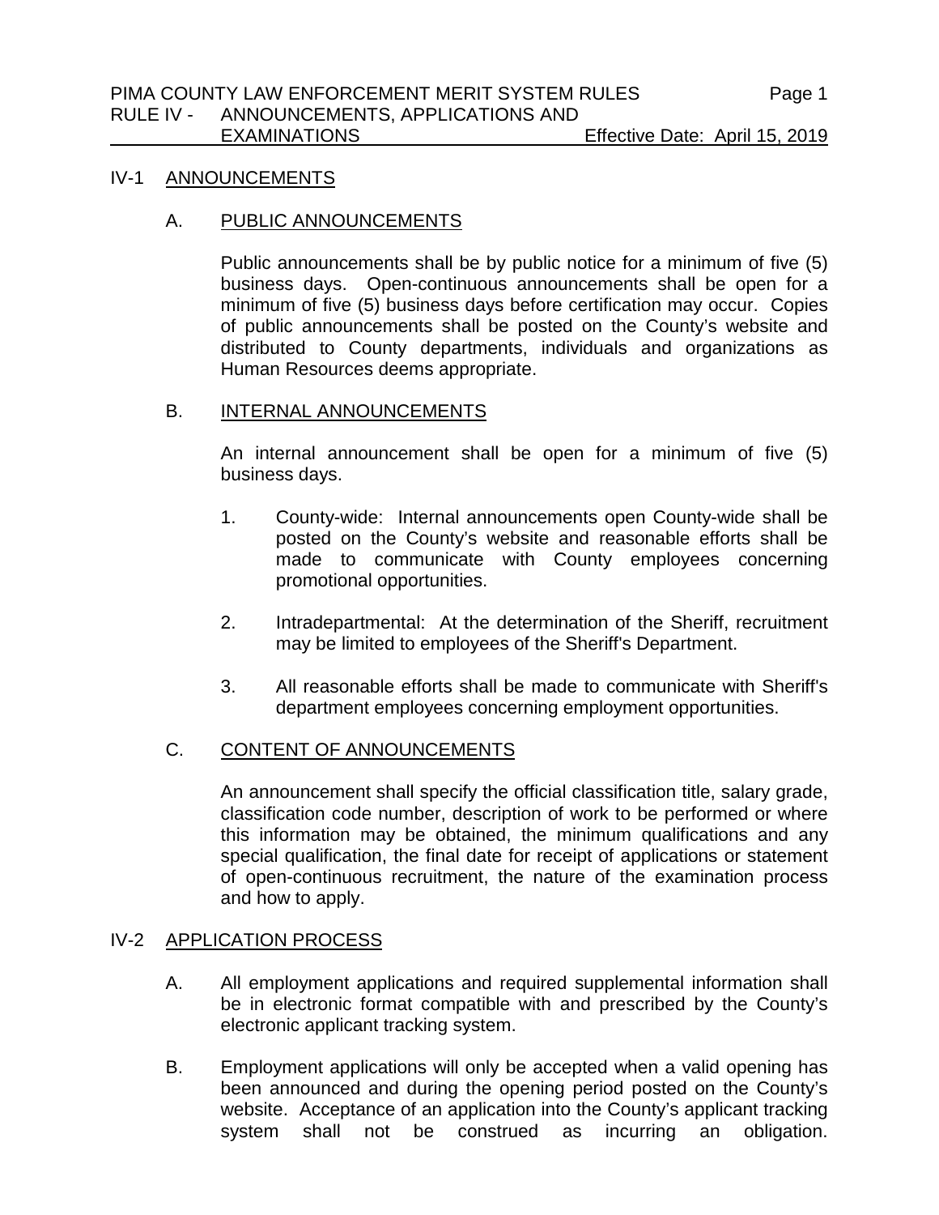# PIMA COUNTY LAW ENFORCEMENT MERIT SYSTEM RULES

## RULE IV - ANNOUNCEMENTS, APPLICATIONS AND EXAMINATIONS

Effective Date: April 15, 2019

### IV-1 ANNOUNCEMENTS

#### A. PUBLIC ANNOUNCEMENTS

Public announcements shall be by public notice for a minimum of five (5) business days. Open-continuous announcements shall be open for a minimum of five (5) business days before certification may occur. Copies of public announcements shall be posted on the County's website and distributed to County departments, individuals and organizations as Human Resources deems appropriate.

#### B. INTERNAL ANNOUNCEMENTS

An internal announcement shall be open for a minimum of five (5) business days.

1. County-wide: Internal announcements open County-wide shall be posted on the County's website and reasonable efforts shall be made to communicate with County employees concerning promotional opportunities.

2. Intradepartmental: At the determination of the Sheriff, recruitment may be limited to employees of the Sheriff's Department.

3. All reasonable efforts shall be made to communicate with Sheriff's department employees concerning employment opportunities.

#### C. CONTENT OF ANNOUNCEMENTS

An announcement shall specify the official classification title, salary grade, classification code number, description of work to be performed or where this information may be obtained, the minimum qualifications and any special qualification, the final date for receipt of applications or statement of open-continuous recruitment, the nature of the examination process and how to apply.

### IV-2 APPLICATION PROCESS

A. All employment applications and required supplemental information shall be in electronic format compatible with and prescribed by the County's electronic applicant tracking system.

B. Employment applications will only be accepted when a valid opening has been announced and during the opening period posted on the County's website. Acceptance of an application into the County's applicant tracking system shall not be construed as incurring an obligation.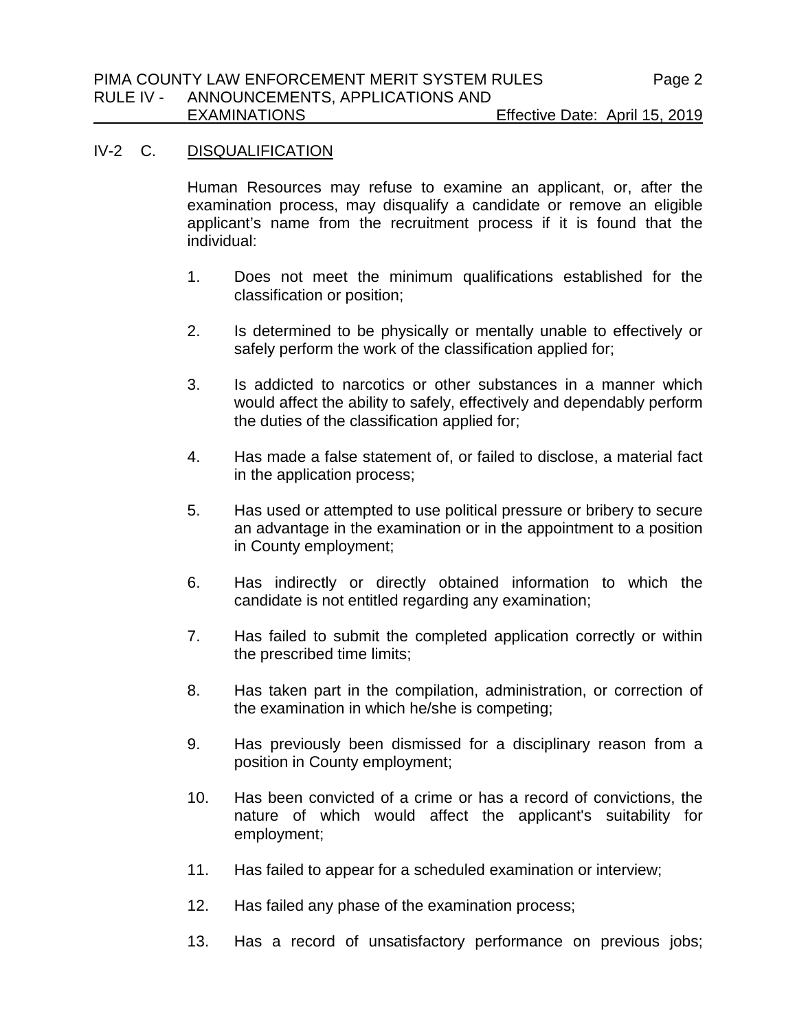IV-2 C. <u>DISQUALIFICATION</u>

Human Resources may refuse to examine an applicant, or, after the examination process, may disqualify a candidate or remove an eligible applicant's name from the recruitment process if it is found that the individual:

1. Does not meet the minimum qualifications established for the classification or position;

2. Is determined to be physically or mentally unable to effectively or safely perform the work of the classification applied for;

3. Is addicted to narcotics or other substances in a manner which would affect the ability to safely, effectively and dependably perform the duties of the classification applied for;

4. Has made a false statement of, or failed to disclose, a material fact in the application process;

5. Has used or attempted to use political pressure or bribery to secure an advantage in the examination or in the appointment to a position in County employment;

6. Has indirectly or directly obtained information to which the candidate is not entitled regarding any examination;

7. Has failed to submit the completed application correctly or within the prescribed time limits;

8. Has taken part in the compilation, administration, or correction of the examination in which he/she is competing;

9. Has previously been dismissed for a disciplinary reason from a position in County employment;

10. Has been convicted of a crime or has a record of convictions, the nature of which would affect the applicant's suitability for employment;

11. Has failed to appear for a scheduled examination or interview;

12. Has failed any phase of the examination process;

13. Has a record of unsatisfactory performance on previous jobs;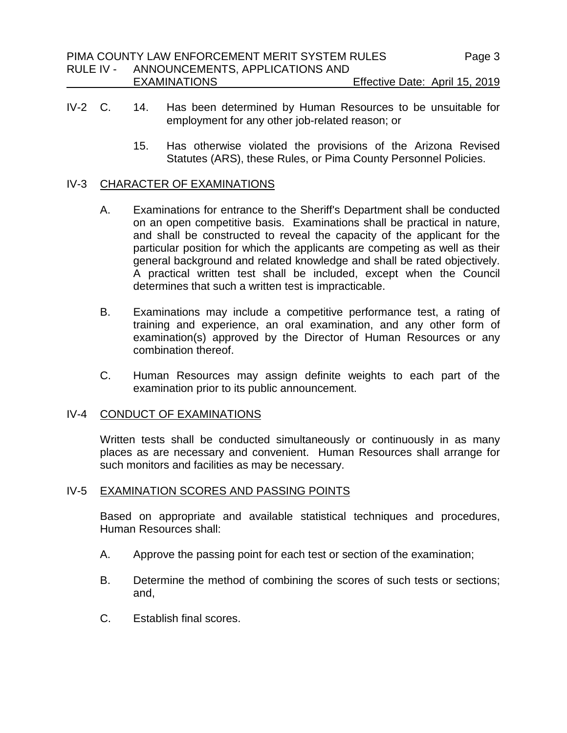IV-2 C. 14. Has been determined by Human Resources to be unsuitable for employment for any other job-related reason; or

15. Has otherwise violated the provisions of the Arizona Revised Statutes (ARS), these Rules, or Pima County Personnel Policies.

## IV-3 CHARACTER OF EXAMINATIONS

A. Examinations for entrance to the Sheriff's Department shall be conducted on an open competitive basis. Examinations shall be practical in nature, and shall be constructed to reveal the capacity of the applicant for the particular position for which the applicants are competing as well as their general background and related knowledge and shall be rated objectively. A practical written test shall be included, except when the Council determines that such a written test is impracticable.

B. Examinations may include a competitive performance test, a rating of training and experience, an oral examination, and any other form of examination(s) approved by the Director of Human Resources or any combination thereof.

C. Human Resources may assign definite weights to each part of the examination prior to its public announcement.

## IV-4 CONDUCT OF EXAMINATIONS

Written tests shall be conducted simultaneously or continuously in as many places as are necessary and convenient. Human Resources shall arrange for such monitors and facilities as may be necessary.

## IV-5 EXAMINATION SCORES AND PASSING POINTS

Based on appropriate and available statistical techniques and procedures, Human Resources shall:

A. Approve the passing point for each test or section of the examination;

B. Determine the method of combining the scores of such tests or sections; and,

C. Establish final scores.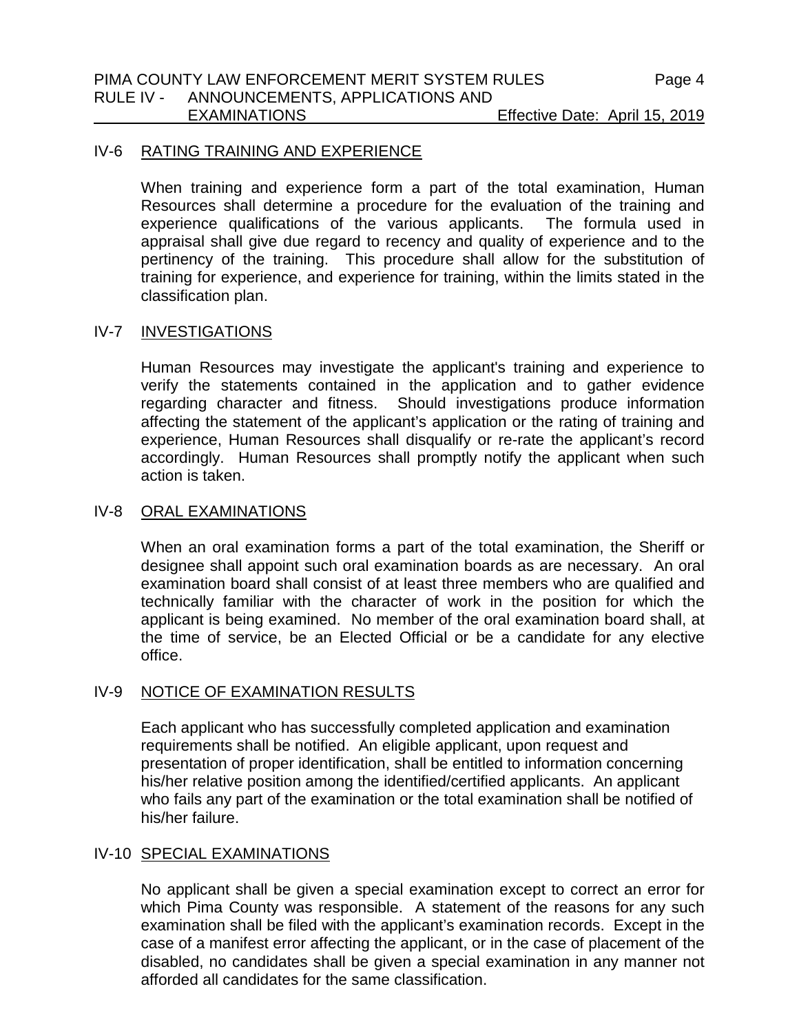## IV-6 RATING TRAINING AND EXPERIENCE

When training and experience form a part of the total examination, Human Resources shall determine a procedure for the evaluation of the training and experience qualifications of the various applicants. The formula used in appraisal shall give due regard to recency and quality of experience and to the pertinency of the training. This procedure shall allow for the substitution of training for experience, and experience for training, within the limits stated in the classification plan.

## IV-7 INVESTIGATIONS

Human Resources may investigate the applicant's training and experience to verify the statements contained in the application and to gather evidence regarding character and fitness. Should investigations produce information affecting the statement of the applicant's application or the rating of training and experience, Human Resources shall disqualify or re-rate the applicant's record accordingly. Human Resources shall promptly notify the applicant when such action is taken.

## IV-8 ORAL EXAMINATIONS

When an oral examination forms a part of the total examination, the Sheriff or designee shall appoint such oral examination boards as are necessary. An oral examination board shall consist of at least three members who are qualified and technically familiar with the character of work in the position for which the applicant is being examined. No member of the oral examination board shall, at the time of service, be an Elected Official or be a candidate for any elective office.

## IV-9 NOTICE OF EXAMINATION RESULTS

Each applicant who has successfully completed application and examination requirements shall be notified. An eligible applicant, upon request and presentation of proper identification, shall be entitled to information concerning his/her relative position among the identified/certified applicants. An applicant who fails any part of the examination or the total examination shall be notified of his/her failure.

## IV-10 SPECIAL EXAMINATIONS

No applicant shall be given a special examination except to correct an error for which Pima County was responsible. A statement of the reasons for any such examination shall be filed with the applicant's examination records. Except in the case of a manifest error affecting the applicant, or in the case of placement of the disabled, no candidates shall be given a special examination in any manner not afforded all candidates for the same classification.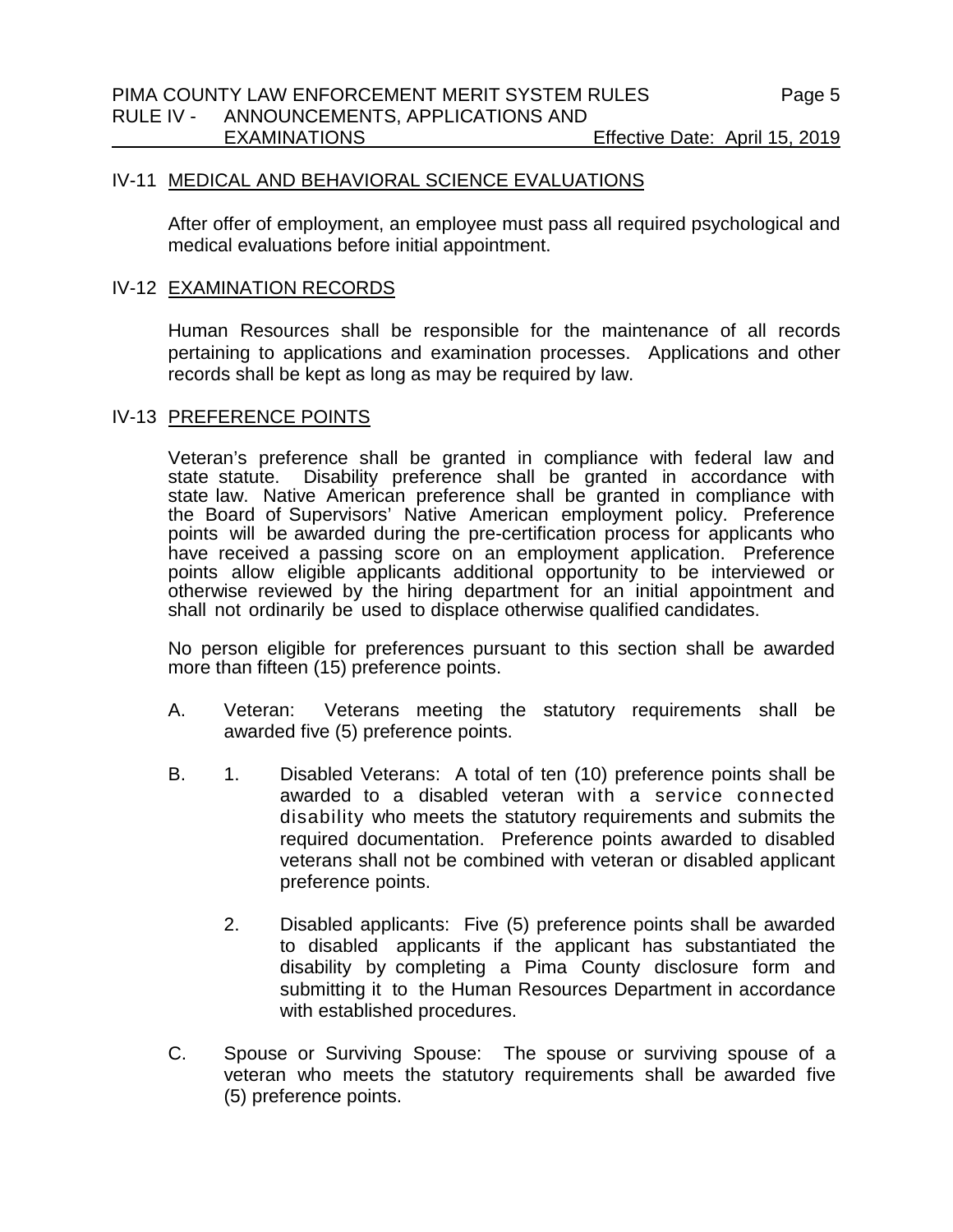## IV-11 MEDICAL AND BEHAVIORAL SCIENCE EVALUATIONS

After offer of employment, an employee must pass all required psychological and medical evaluations before initial appointment.

## IV-12 EXAMINATION RECORDS

Human Resources shall be responsible for the maintenance of all records pertaining to applications and examination processes. Applications and other records shall be kept as long as may be required by law.

## IV-13 PREFERENCE POINTS

Veteran's preference shall be granted in compliance with federal law and state statute. Disability preference shall be granted in accordance with state law. Native American preference shall be granted in compliance with the Board of Supervisors' Native American employment policy. Preference points will be awarded during the pre-certification process for applicants who have received a passing score on an employment application. Preference points allow eligible applicants additional opportunity to be interviewed or otherwise reviewed by the hiring department for an initial appointment and shall not ordinarily be used to displace otherwise qualified candidates.

No person eligible for preferences pursuant to this section shall be awarded more than fifteen (15) preference points.

A. Veteran: Veterans meeting the statutory requirements shall be awarded five (5) preference points.

B. 1. Disabled Veterans: A total of ten (10) preference points shall be awarded to a disabled veteran with a service connected disability who meets the statutory requirements and submits the required documentation. Preference points awarded to disabled veterans shall not be combined with veteran or disabled applicant preference points.

   2. Disabled applicants: Five (5) preference points shall be awarded to disabled applicants if the applicant has substantiated the disability by completing a Pima County disclosure form and submitting it to the Human Resources Department in accordance with established procedures.

C. Spouse or Surviving Spouse: The spouse or surviving spouse of a veteran who meets the statutory requirements shall be awarded five (5) preference points.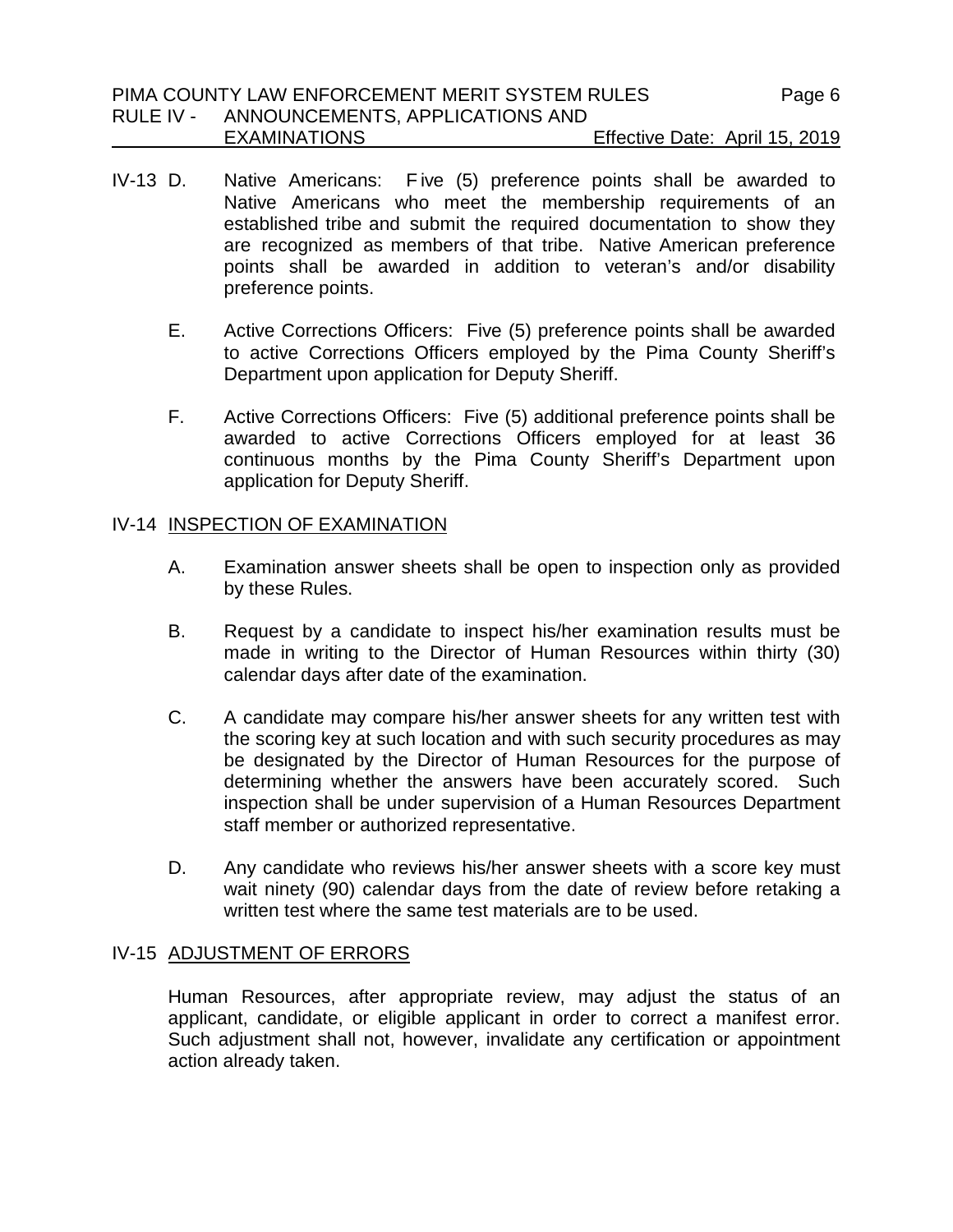IV-13 D. Native Americans: Five (5) preference points shall be awarded to Native Americans who meet the membership requirements of an established tribe and submit the required documentation to show they are recognized as members of that tribe. Native American preference points shall be awarded in addition to veteran's and/or disability preference points.

E. Active Corrections Officers: Five (5) preference points shall be awarded to active Corrections Officers employed by the Pima County Sheriff's Department upon application for Deputy Sheriff.

F. Active Corrections Officers: Five (5) additional preference points shall be awarded to active Corrections Officers employed for at least 36 continuous months by the Pima County Sheriff's Department upon application for Deputy Sheriff.

## IV-14 INSPECTION OF EXAMINATION

A. Examination answer sheets shall be open to inspection only as provided by these Rules.

B. Request by a candidate to inspect his/her examination results must be made in writing to the Director of Human Resources within thirty (30) calendar days after date of the examination.

C. A candidate may compare his/her answer sheets for any written test with the scoring key at such location and with such security procedures as may be designated by the Director of Human Resources for the purpose of determining whether the answers have been accurately scored. Such inspection shall be under supervision of a Human Resources Department staff member or authorized representative.

D. Any candidate who reviews his/her answer sheets with a score key must wait ninety (90) calendar days from the date of review before retaking a written test where the same test materials are to be used.

## IV-15 ADJUSTMENT OF ERRORS

Human Resources, after appropriate review, may adjust the status of an applicant, candidate, or eligible applicant in order to correct a manifest error. Such adjustment shall not, however, invalidate any certification or appointment action already taken.